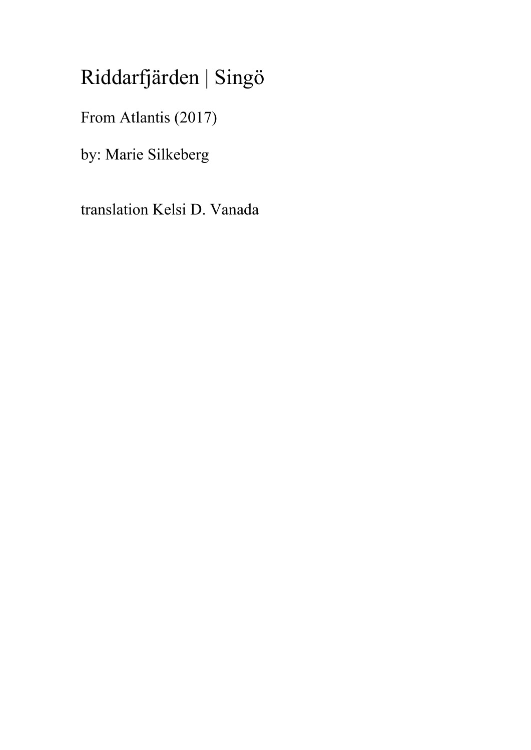# Riddarfjärden | Singö

From Atlantis (2017)

by: Marie Silkeberg

translation Kelsi D. Vanada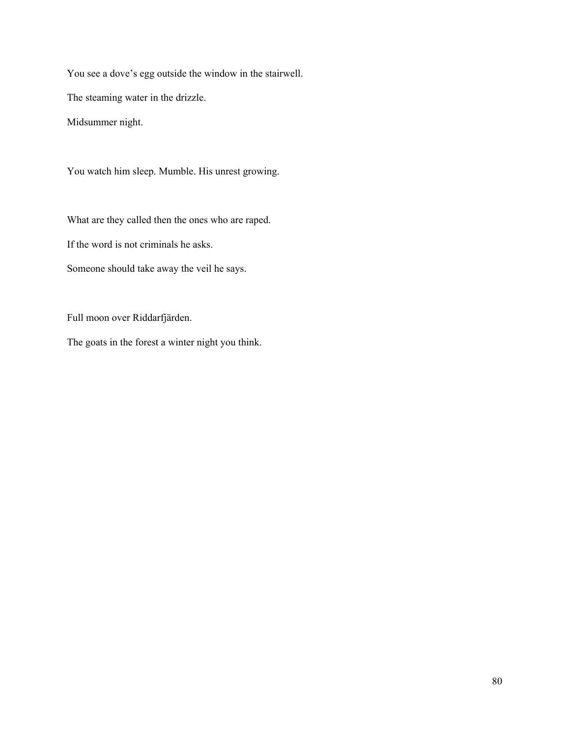You see a dove's egg outside the window in the stairwell.

The steaming water in the drizzle.

Midsummer night.

You watch him sleep. Mumble. His unrest growing.

What are they called then the ones who are raped.

If the word is not criminals he asks.

Someone should take away the veil he says.

Full moon over Riddarfjärden.

The goats in the forest a winter night you think.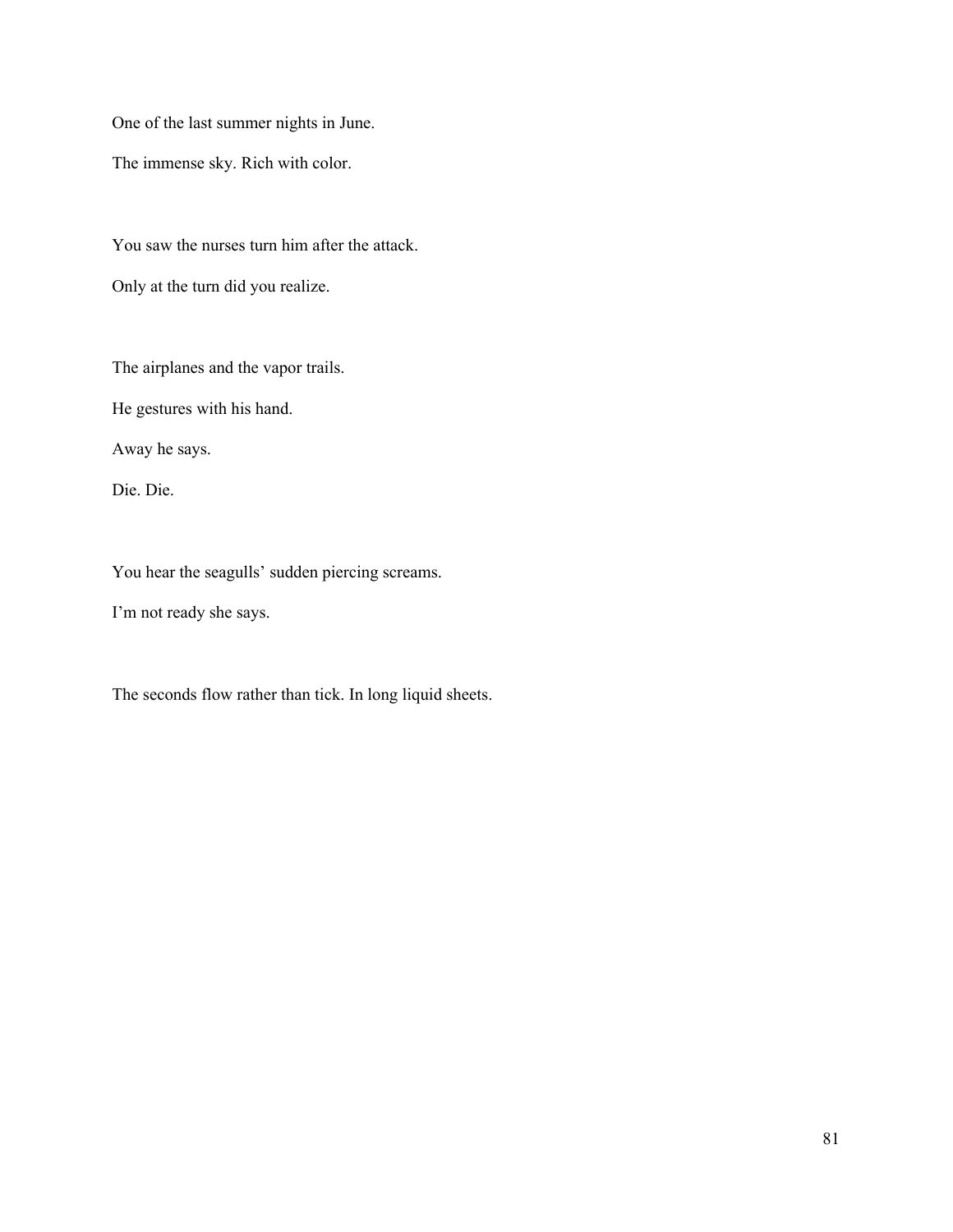One of the last summer nights in June.

The immense sky. Rich with color.

You saw the nurses turn him after the attack.

Only at the turn did you realize.

The airplanes and the vapor trails.

He gestures with his hand.

Away he says.

Die. Die.

You hear the seagulls' sudden piercing screams.

I'm not ready she says.

The seconds flow rather than tick. In long liquid sheets.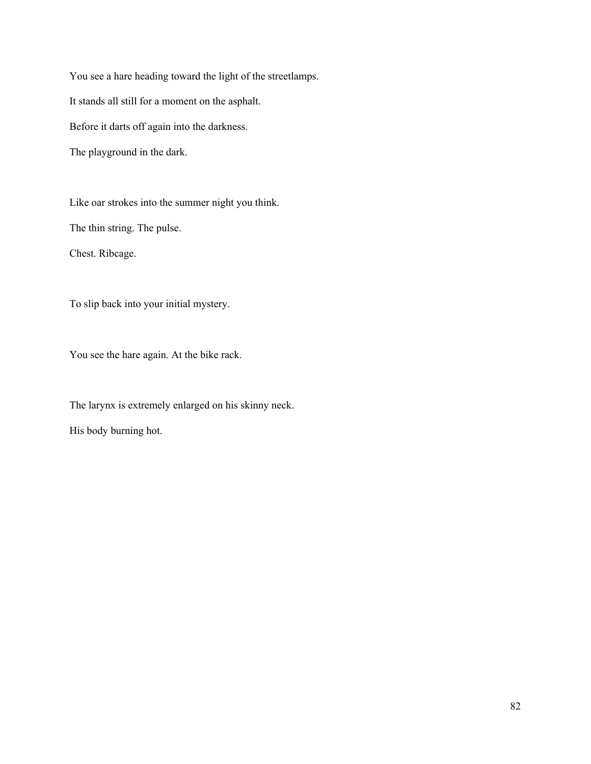You see a hare heading toward the light of the streetlamps.

It stands all still for a moment on the asphalt.

Before it darts off again into the darkness.

The playground in the dark.

Like oar strokes into the summer night you think.

The thin string. The pulse.

Chest. Ribcage.

To slip back into your initial mystery.

You see the hare again. At the bike rack.

The larynx is extremely enlarged on his skinny neck.

His body burning hot.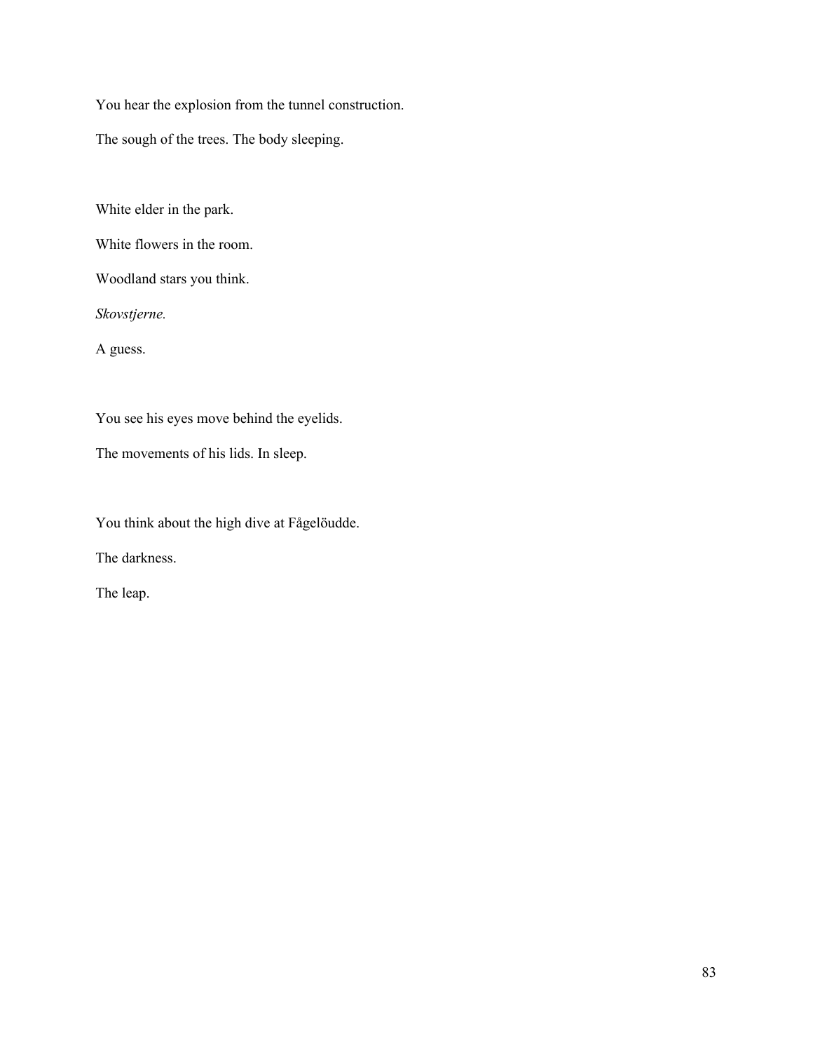You hear the explosion from the tunnel construction.

The sough of the trees. The body sleeping.

White elder in the park.

White flowers in the room.

Woodland stars you think.

*Skovstjerne.*

A guess.

You see his eyes move behind the eyelids.

The movements of his lids. In sleep.

You think about the high dive at Fågelöudde.

The darkness.

The leap.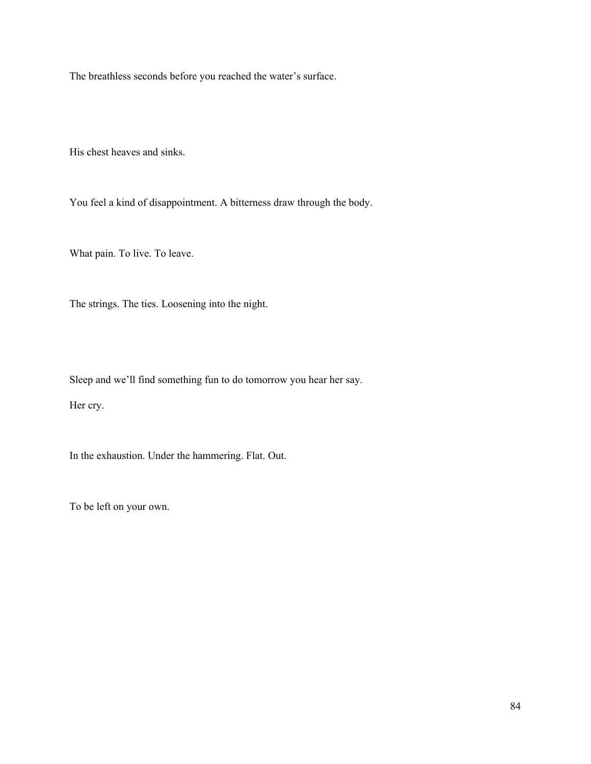The breathless seconds before you reached the water's surface.

His chest heaves and sinks.

You feel a kind of disappointment. A bitterness draw through the body.

What pain. To live. To leave.

The strings. The ties. Loosening into the night.

Sleep and we'll find something fun to do tomorrow you hear her say.

Her cry.

In the exhaustion. Under the hammering. Flat. Out.

To be left on your own.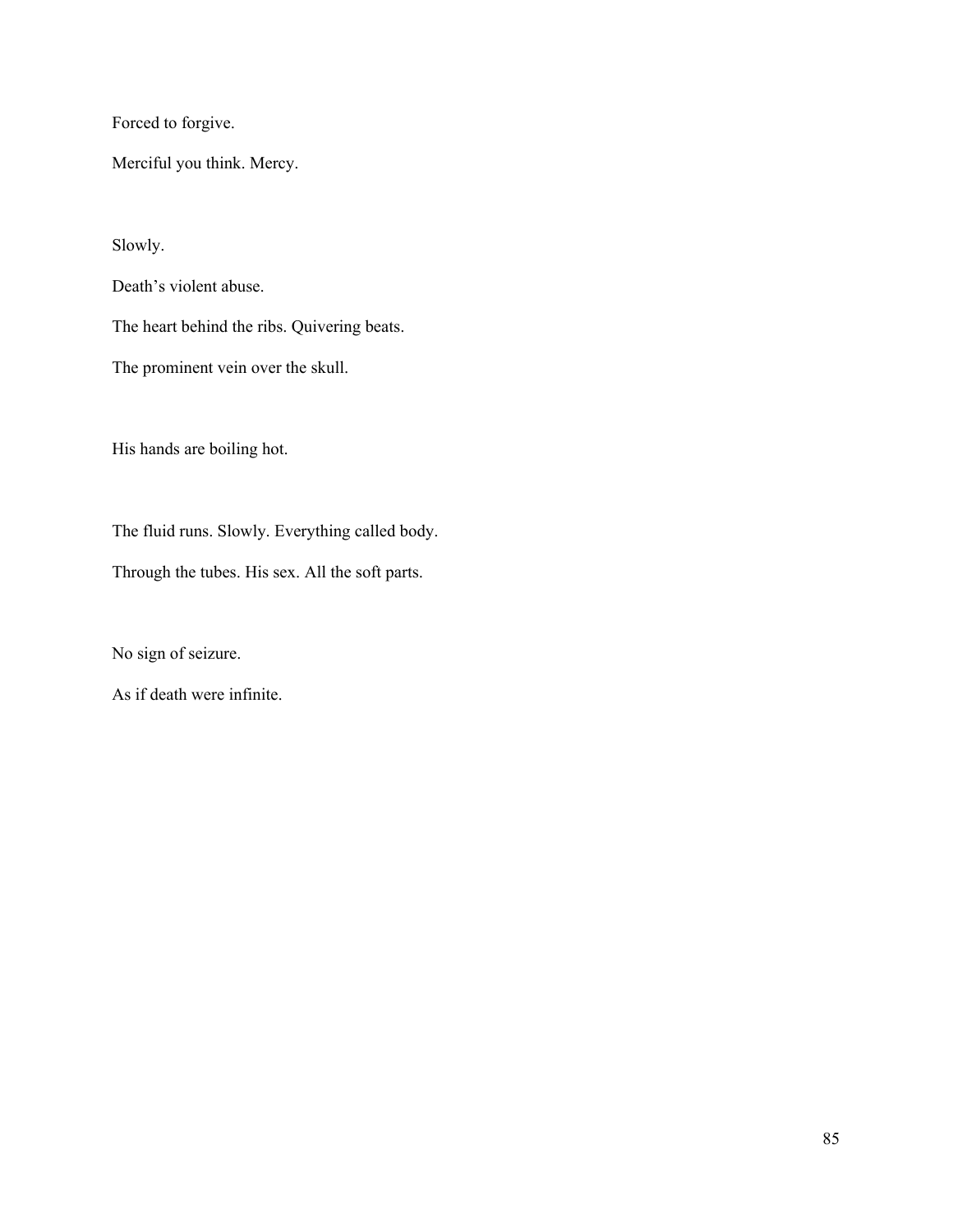Forced to forgive.

Merciful you think. Mercy.

Slowly.

Death's violent abuse.

The heart behind the ribs. Quivering beats.

The prominent vein over the skull.

His hands are boiling hot.

The fluid runs. Slowly. Everything called body.

Through the tubes. His sex. All the soft parts.

No sign of seizure.

As if death were infinite.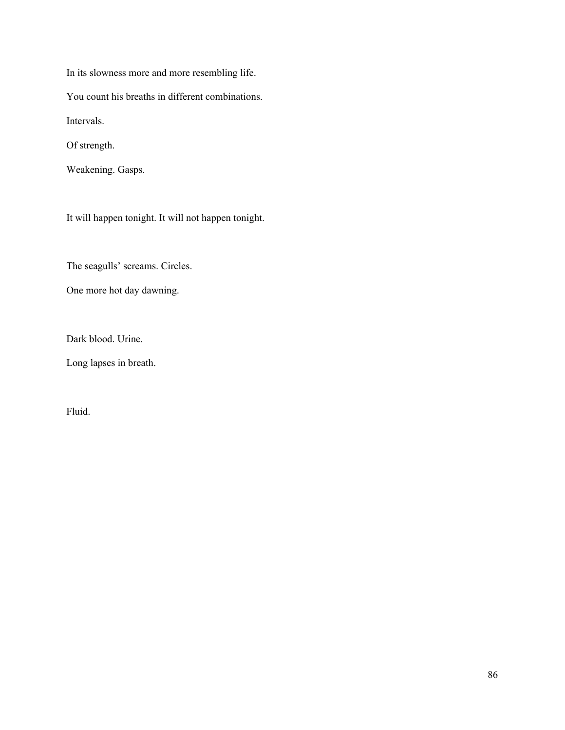In its slowness more and more resembling life.

You count his breaths in different combinations.

Intervals.

Of strength.

Weakening. Gasps.

It will happen tonight. It will not happen tonight.

The seagulls' screams. Circles.

One more hot day dawning.

Dark blood. Urine.

Long lapses in breath.

Fluid.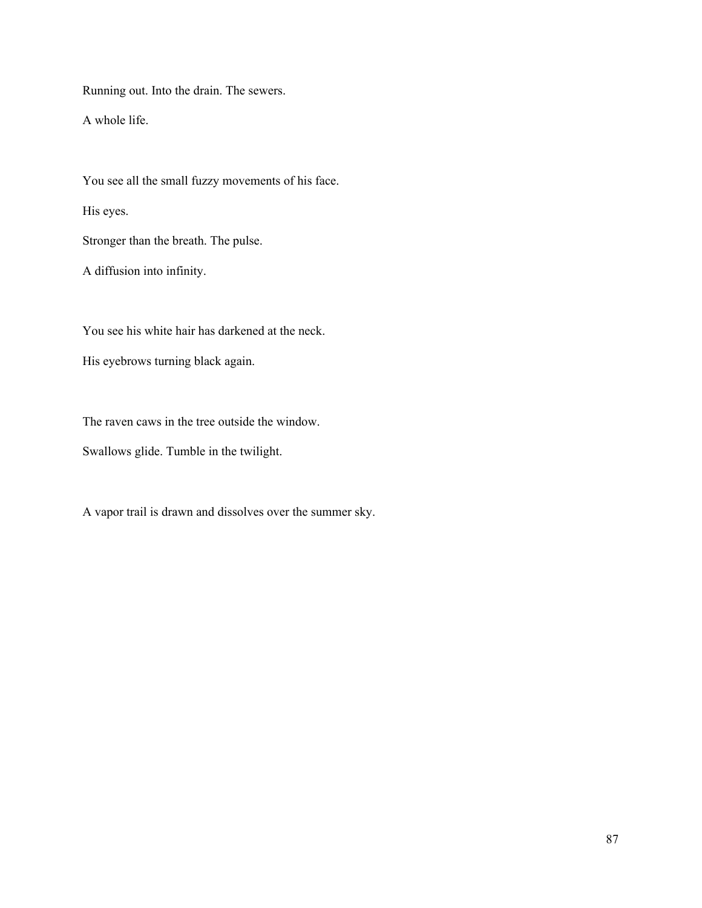Running out. Into the drain. The sewers.

A whole life.

You see all the small fuzzy movements of his face.

His eyes.

Stronger than the breath. The pulse.

A diffusion into infinity.

You see his white hair has darkened at the neck.

His eyebrows turning black again.

The raven caws in the tree outside the window.

Swallows glide. Tumble in the twilight.

A vapor trail is drawn and dissolves over the summer sky.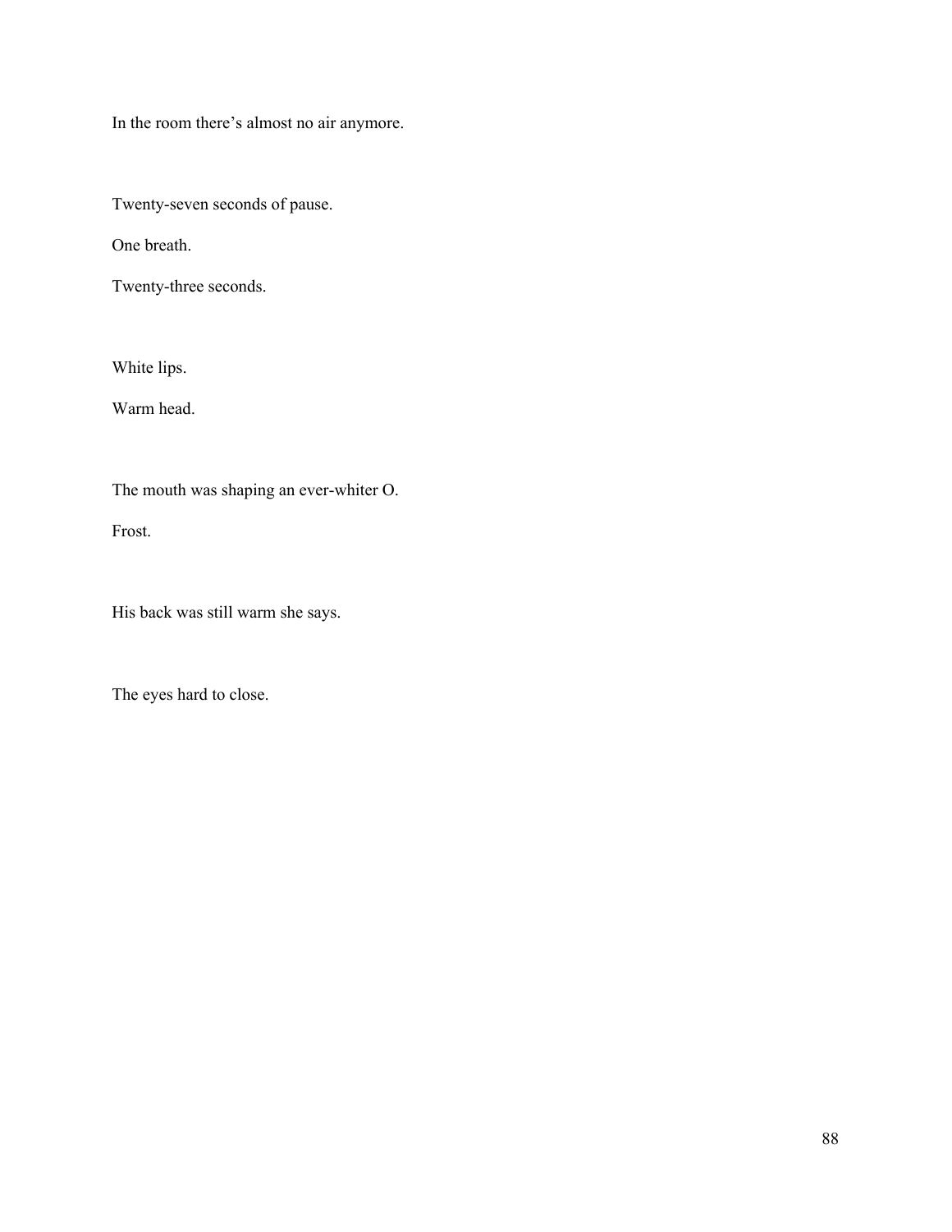In the room there's almost no air anymore.

Twenty-seven seconds of pause.

One breath.

Twenty-three seconds.

White lips.

Warm head.

The mouth was shaping an ever-whiter O.

Frost.

His back was still warm she says.

The eyes hard to close.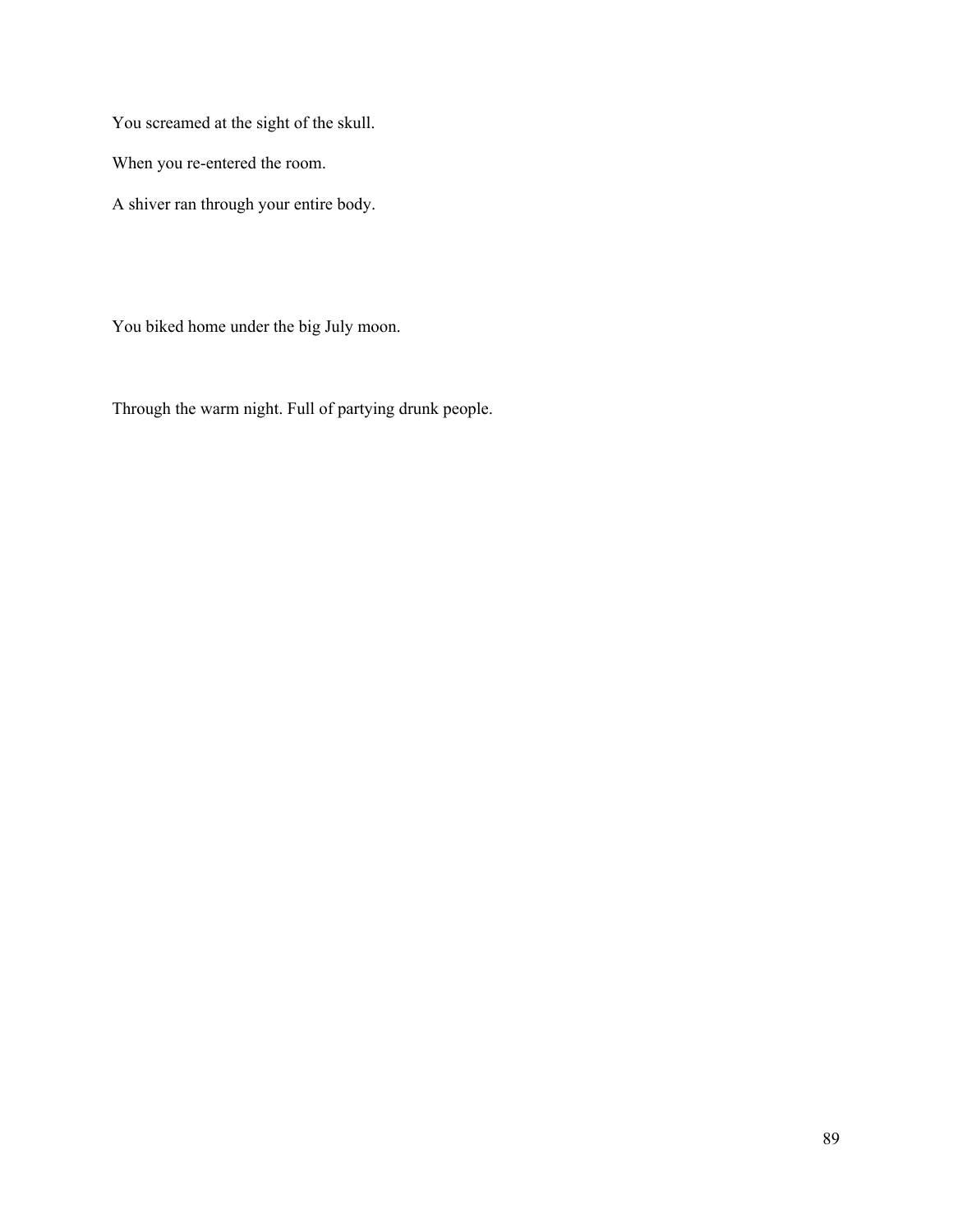You screamed at the sight of the skull.

When you re-entered the room.

A shiver ran through your entire body.

You biked home under the big July moon.

Through the warm night. Full of partying drunk people.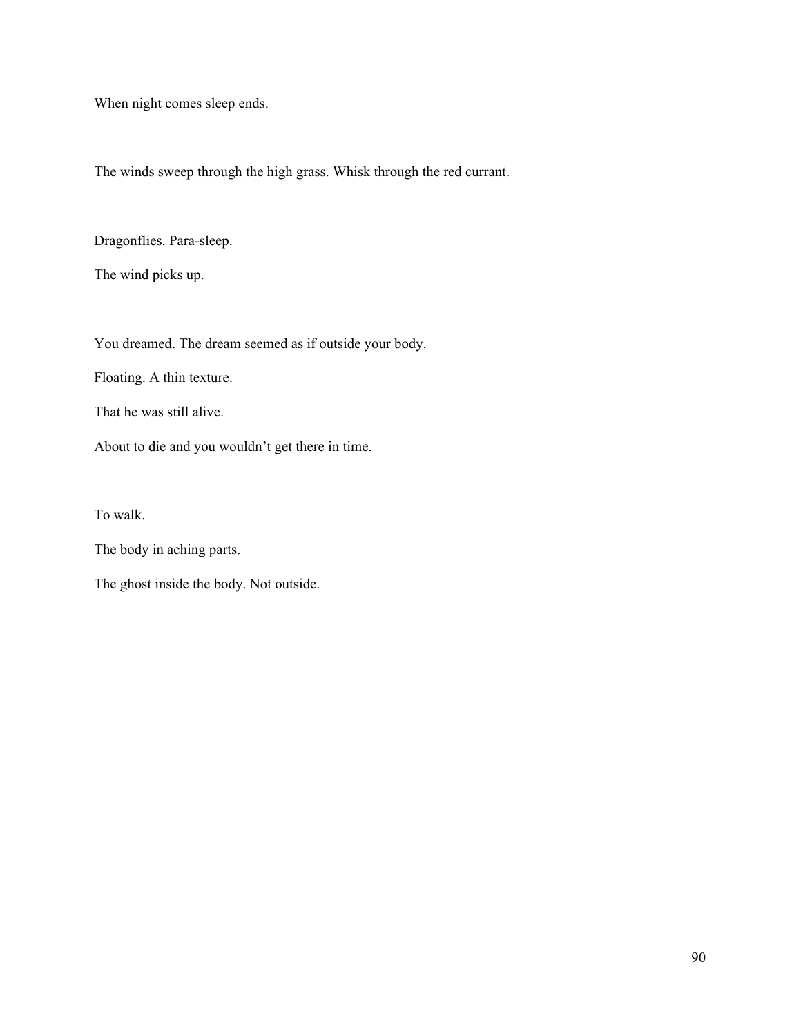When night comes sleep ends.

The winds sweep through the high grass. Whisk through the red currant.

Dragonflies. Para-sleep.

The wind picks up.

You dreamed. The dream seemed as if outside your body.

Floating. A thin texture.

That he was still alive.

About to die and you wouldn't get there in time.

To walk.

The body in aching parts.

The ghost inside the body. Not outside.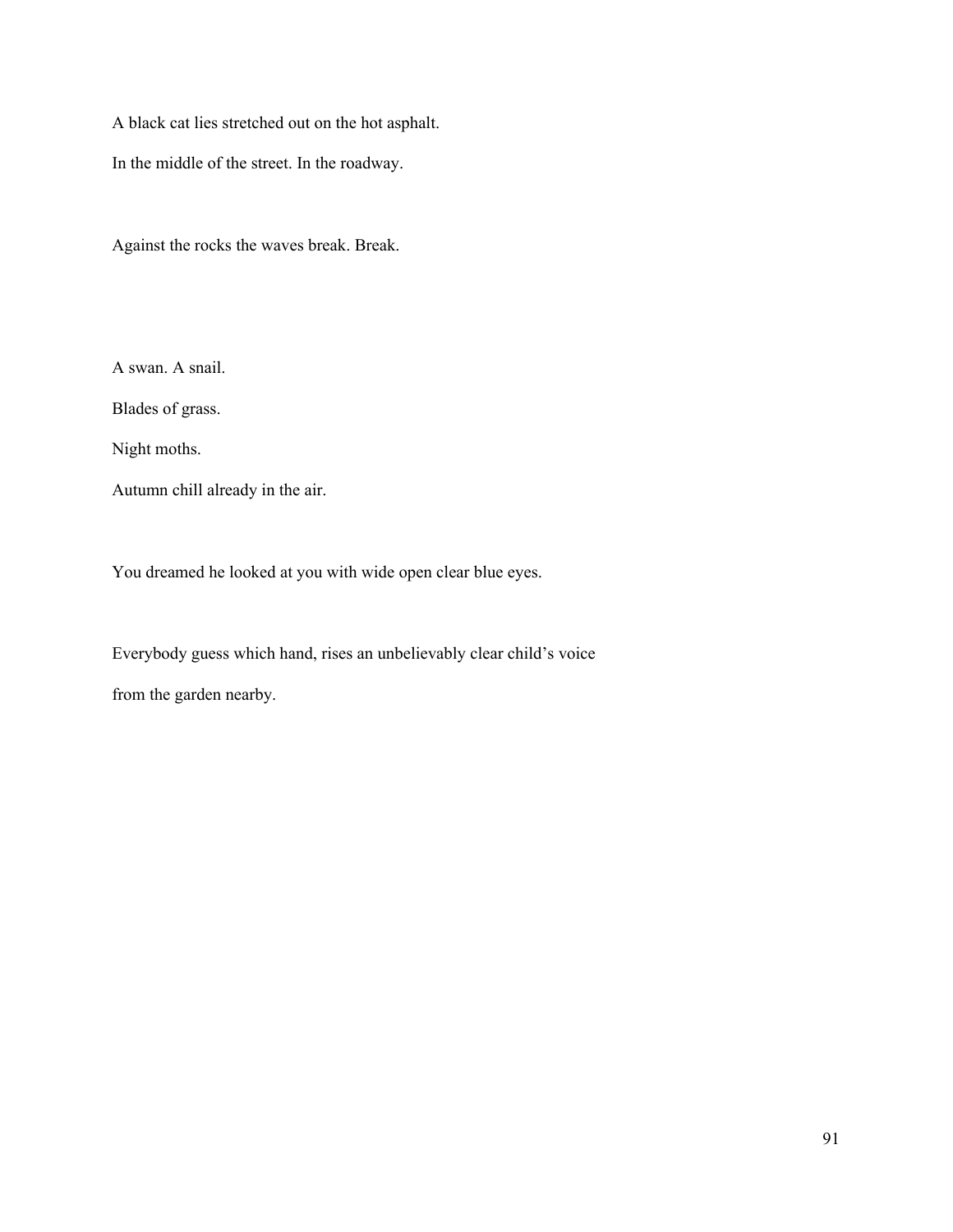A black cat lies stretched out on the hot asphalt.

In the middle of the street. In the roadway.

Against the rocks the waves break. Break.

A swan. A snail.

Blades of grass.

Night moths.

Autumn chill already in the air.

You dreamed he looked at you with wide open clear blue eyes.

Everybody guess which hand, rises an unbelievably clear child's voice

from the garden nearby.